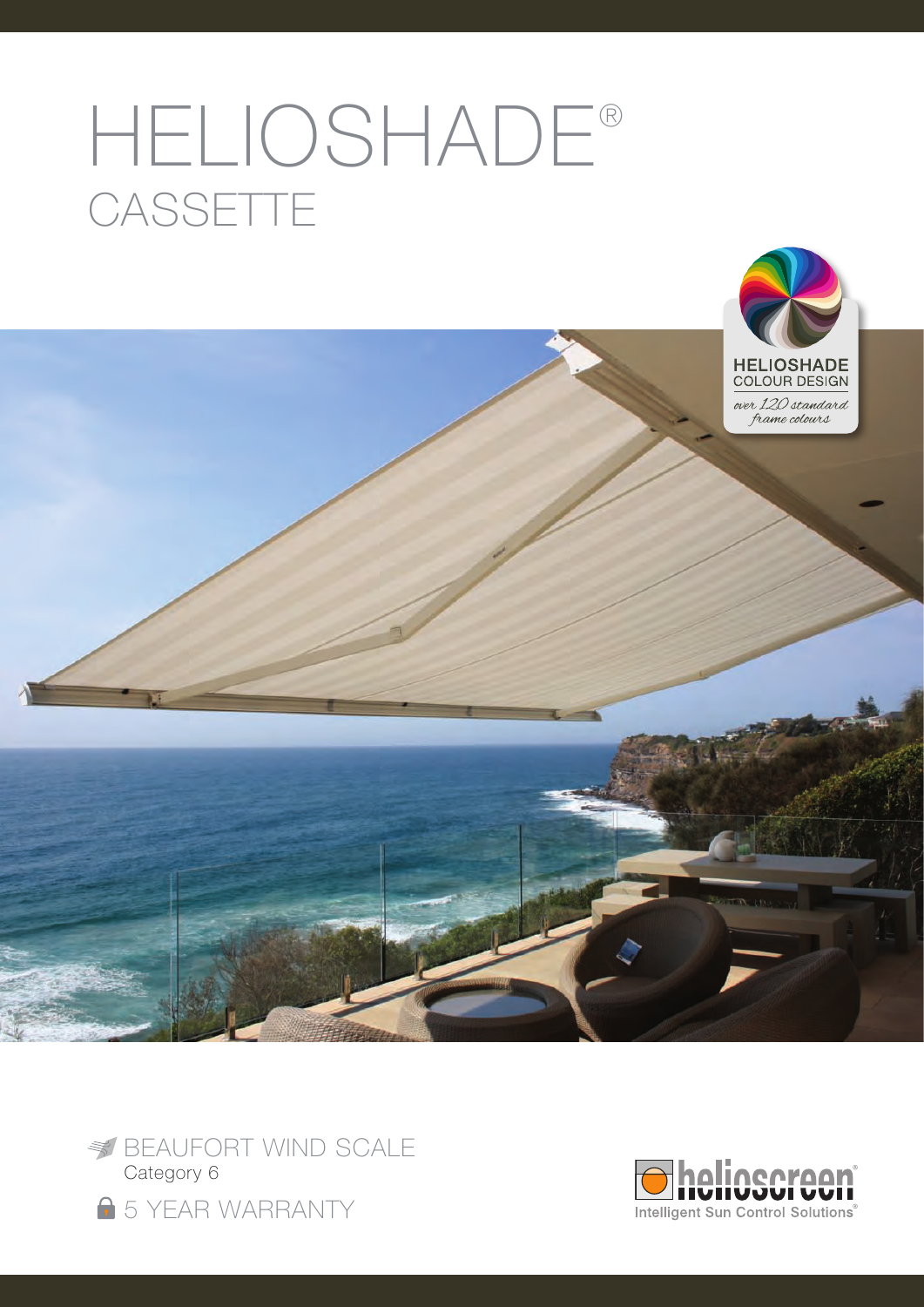# HELIOSHADE®

## CASSETTE

HELIOSHADE COLOUR DESIGN

*over 120 standard frame colours*

BEAUFORT WIND SCALE
Category 6

5 YEAR WARRANTY

helioscreen®
Intelligent Sun Control Solutions®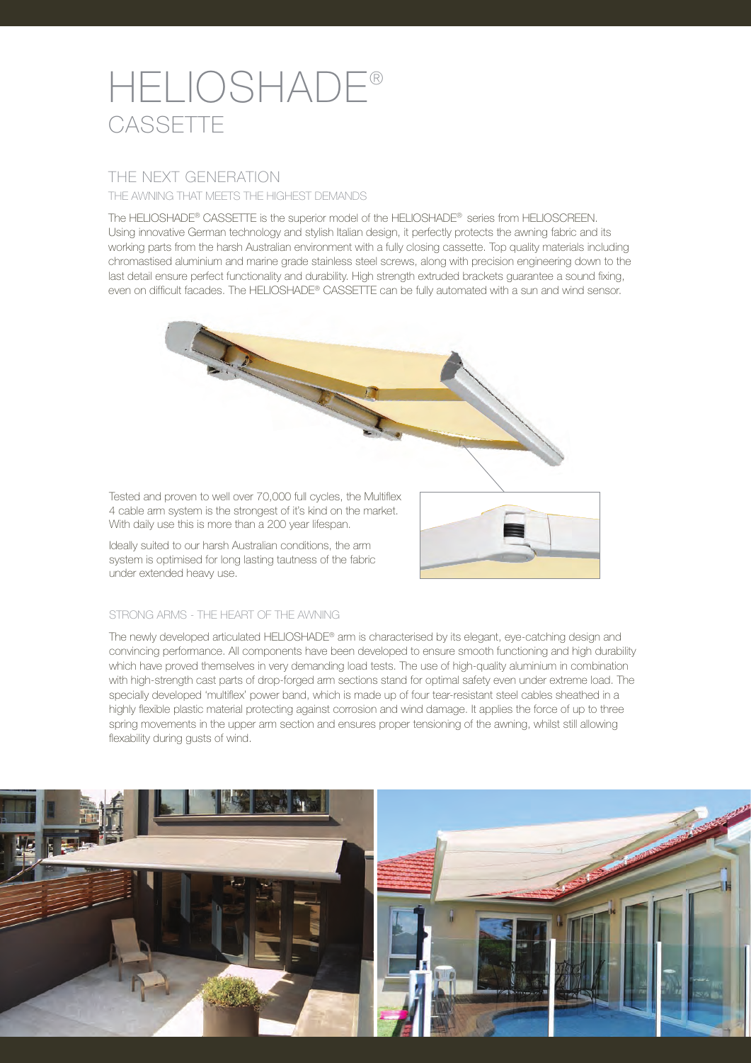# HELIOSHADE®
## CASSETTE

### THE NEXT GENERATION

THE AWNING THAT MEETS THE HIGHEST DEMANDS

The HELIOSHADE® CASSETTE is the superior model of the HELIOSHADE® series from HELIOSCREEN. Using innovative German technology and stylish Italian design, it perfectly protects the awning fabric and its working parts from the harsh Australian environment with a fully closing cassette. Top quality materials including chromastised aluminium and marine grade stainless steel screws, along with precision engineering down to the last detail ensure perfect functionality and durability. High strength extruded brackets guarantee a sound fixing, even on difficult facades. The HELIOSHADE® CASSETTE can be fully automated with a sun and wind sensor.

Tested and proven to well over 70,000 full cycles, the Multiflex 4 cable arm system is the strongest of it's kind on the market. With daily use this is more than a 200 year lifespan.

Ideally suited to our harsh Australian conditions, the arm system is optimised for long lasting tautness of the fabric under extended heavy use.

### STRONG ARMS - THE HEART OF THE AWNING

The newly developed articulated HELIOSHADE® arm is characterised by its elegant, eye-catching design and convincing performance. All components have been developed to ensure smooth functioning and high durability which have proved themselves in very demanding load tests. The use of high-quality aluminium in combination with high-strength cast parts of drop-forged arm sections stand for optimal safety even under extreme load. The specially developed 'multiflex' power band, which is made up of four tear-resistant steel cables sheathed in a highly flexible plastic material protecting against corrosion and wind damage. It applies the force of up to three spring movements in the upper arm section and ensures proper tensioning of the awning, whilst still allowing flexability during gusts of wind.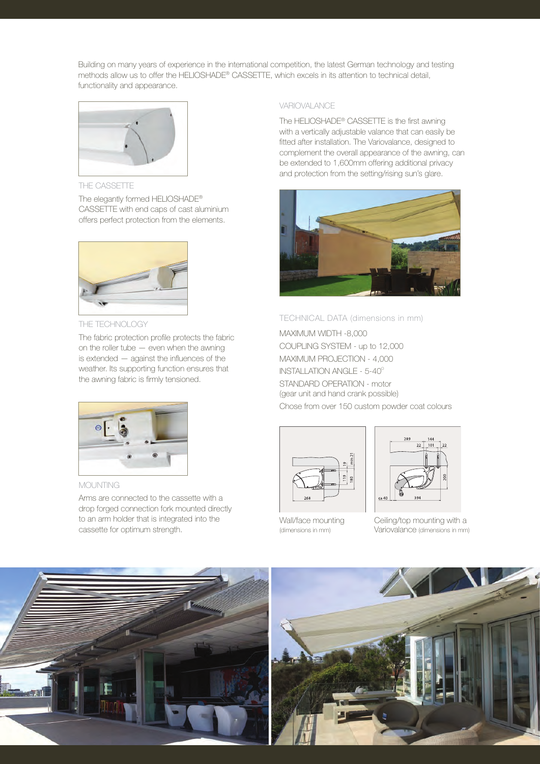Building on many years of experience in the international competition, the latest German technology and testing methods allow us to offer the HELIOSHADE® CASSETTE, which excels in its attention to technical detail, functionality and appearance.

### THE CASSETTE

The elegantly formed HELIOSHADE® CASSETTE with end caps of cast aluminium offers perfect protection from the elements.

### THE TECHNOLOGY

The fabric protection profile protects the fabric on the roller tube — even when the awning is extended — against the influences of the weather. Its supporting function ensures that the awning fabric is firmly tensioned.

### MOUNTING

Arms are connected to the cassette with a drop forged connection fork mounted directly to an arm holder that is integrated into the cassette for optimum strength.

### VARIOVALANCE

The HELIOSHADE® CASSETTE is the first awning with a vertically adjustable valance that can easily be fitted after installation. The Variovalance, designed to complement the overall appearance of the awning, can be extended to 1,600mm offering additional privacy and protection from the setting/rising sun's glare.

### TECHNICAL DATA (dimensions in mm)

MAXIMUM WIDTH -8,000

COUPLING SYSTEM - up to 12,000

MAXIMUM PROJECTION - 4,000

INSTALLATION ANGLE - 5-40°

STANDARD OPERATION - motor
(gear unit and hand crank possible)

Chose from over 150 custom powder coat colours

Wall/face mounting (dimensions in mm)

Ceiling/top mounting with a Variovalance (dimensions in mm)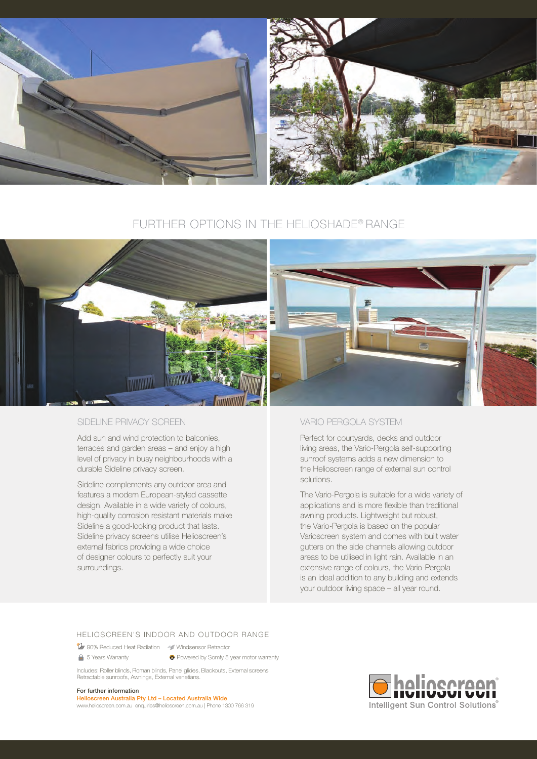## FURTHER OPTIONS IN THE HELIOSHADE® RANGE

### SIDELINE PRIVACY SCREEN

Add sun and wind protection to balconies, terraces and garden areas – and enjoy a high level of privacy in busy neighbourhoods with a durable Sideline privacy screen.

Sideline complements any outdoor area and features a modern European-styled cassette design. Available in a wide variety of colours, high-quality corrosion resistant materials make Sideline a good-looking product that lasts. Sideline privacy screens utilise Helioscreen's external fabrics providing a wide choice of designer colours to perfectly suit your surroundings.

### VARIO PERGOLA SYSTEM

Perfect for courtyards, decks and outdoor living areas, the Vario-Pergola self-supporting sunroof systems adds a new dimension to the Helioscreen range of external sun control solutions.

The Vario-Pergola is suitable for a wide variety of applications and is more flexible than traditional awning products. Lightweight but robust, the Vario-Pergola is based on the popular Varioscreen system and comes with built water gutters on the side channels allowing outdoor areas to be utilised in light rain. Available in an extensive range of colours, the Vario-Pergola is an ideal addition to any building and extends your outdoor living space – all year round.

### HELIOSCREEN'S INDOOR AND OUTDOOR RANGE

- 90% Reduced Heat Radiation
- Windsensor Retractor
- 5 Years Warranty
- Powered by Somfy 5 year motor warranty

Includes: Roller blinds, Roman blinds, Panel glides, Blackouts, External screens Retractable sunroofs, Awnings, External venetians.

**For further information**
**Heiloscreen Australia Pty Ltd – Located Australia Wide**
www.helioscreen.com.au enquiries@helioscreen.com.au | Phone 1300 766 319

helioscreen®
Intelligent Sun Control Solutions®